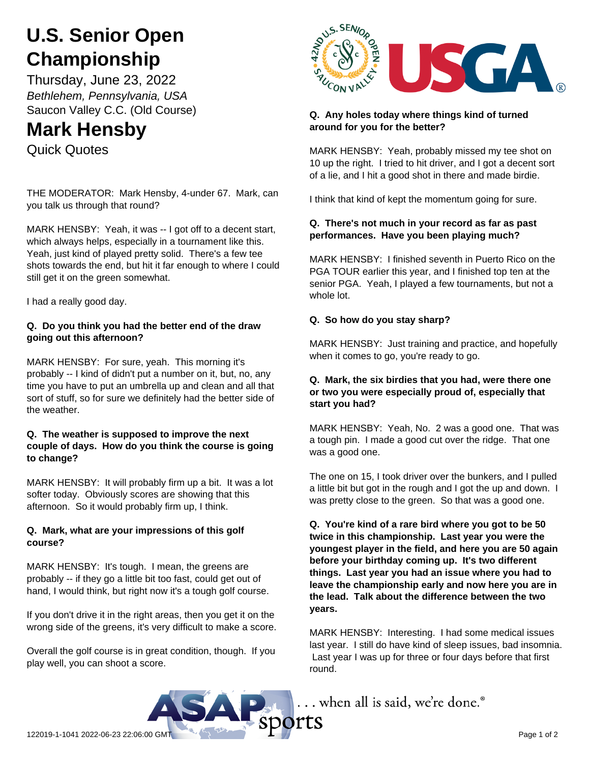# U.S. Senior Open Championship

Thursday, June 23, 2022

*Bethlehem, Pennsylvania, USA*

Saucon Valley C.C. (Old Course)

# Mark Hensby

Quick Quotes

THE MODERATOR: Mark Hensby, 4-under 67. Mark, can you talk us through that round?

MARK HENSBY: Yeah, it was -- I got off to a decent start, which always helps, especially in a tournament like this. Yeah, just kind of played pretty solid. There's a few tee shots towards the end, but hit it far enough to where I could still get it on the green somewhat.

I had a really good day.

**Q. Do you think you had the better end of the draw going out this afternoon?**

MARK HENSBY: For sure, yeah. This morning it's probably -- I kind of didn't put a number on it, but, no, any time you have to put an umbrella up and clean and all that sort of stuff, so for sure we definitely had the better side of the weather.

**Q. The weather is supposed to improve the next couple of days. How do you think the course is going to change?**

MARK HENSBY: It will probably firm up a bit. It was a lot softer today. Obviously scores are showing that this afternoon. So it would probably firm up, I think.

**Q. Mark, what are your impressions of this golf course?**

MARK HENSBY: It's tough. I mean, the greens are probably -- if they go a little bit too fast, could get out of hand, I would think, but right now it's a tough golf course.

If you don't drive it in the right areas, then you get it on the wrong side of the greens, it's very difficult to make a score.

Overall the golf course is in great condition, though. If you play well, you can shoot a score.

**Q. Any holes today where things kind of turned around for you for the better?**

MARK HENSBY: Yeah, probably missed my tee shot on 10 up the right. I tried to hit driver, and I got a decent sort of a lie, and I hit a good shot in there and made birdie.

I think that kind of kept the momentum going for sure.

**Q. There's not much in your record as far as past performances. Have you been playing much?**

MARK HENSBY: I finished seventh in Puerto Rico on the PGA TOUR earlier this year, and I finished top ten at the senior PGA. Yeah, I played a few tournaments, but not a whole lot.

**Q. So how do you stay sharp?**

MARK HENSBY: Just training and practice, and hopefully when it comes to go, you're ready to go.

**Q. Mark, the six birdies that you had, were there one or two you were especially proud of, especially that start you had?**

MARK HENSBY: Yeah, No. 2 was a good one. That was a tough pin. I made a good cut over the ridge. That one was a good one.

The one on 15, I took driver over the bunkers, and I pulled a little bit but got in the rough and I got the up and down. I was pretty close to the green. So that was a good one.

**Q. You're kind of a rare bird where you got to be 50 twice in this championship. Last year you were the youngest player in the field, and here you are 50 again before your birthday coming up. It's two different things. Last year you had an issue where you had to leave the championship early and now here you are in the lead. Talk about the difference between the two years.**

MARK HENSBY: Interesting. I had some medical issues last year. I still do have kind of sleep issues, bad insomnia. Last year I was up for three or four days before that first round.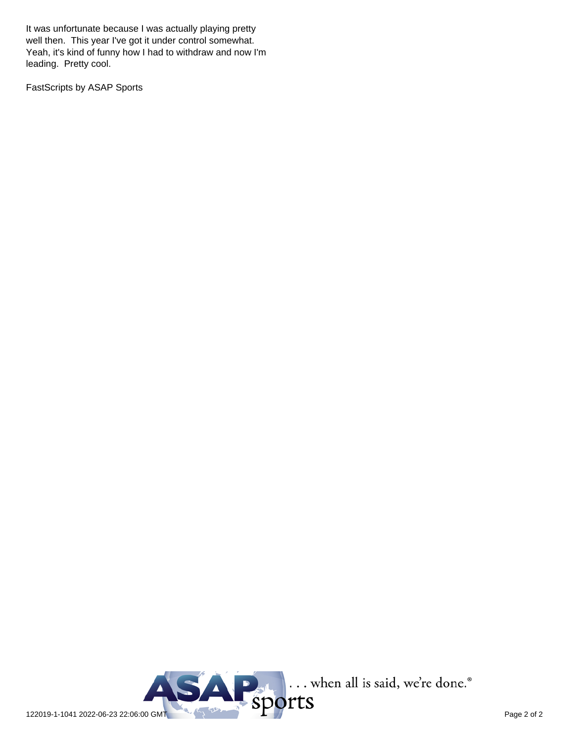It was unfortunate because I was actually playing pretty well then. This year I've got it under control somewhat. Yeah, it's kind of funny how I had to withdraw and now I'm leading. Pretty cool.

FastScripts by ASAP Sports